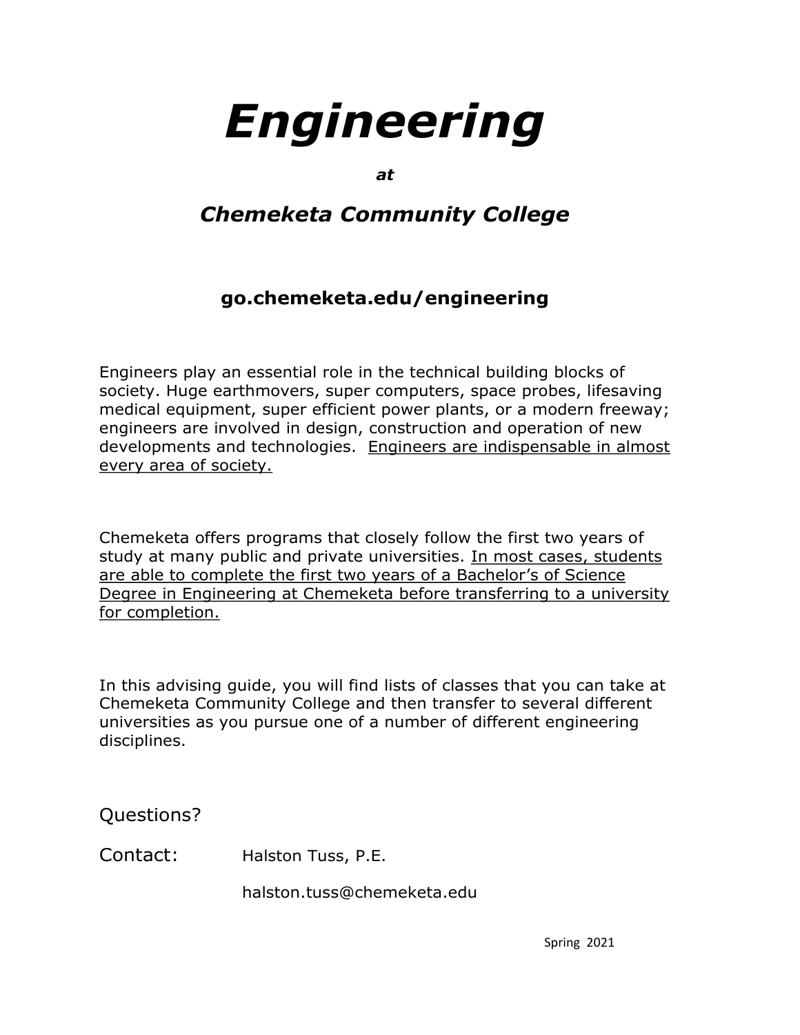# *Engineering*

***at***

## *Chemeketa Community College*

### go.chemeketa.edu/engineering

Engineers play an essential role in the technical building blocks of society. Huge earthmovers, super computers, space probes, lifesaving medical equipment, super efficient power plants, or a modern freeway; engineers are involved in design, construction and operation of new developments and technologies. <u>Engineers are indispensable in almost every area of society.</u>

Chemeketa offers programs that closely follow the first two years of study at many public and private universities. <u>In most cases, students are able to complete the first two years of a Bachelor's of Science Degree in Engineering at Chemeketa before transferring to a university for completion.</u>

In this advising guide, you will find lists of classes that you can take at Chemeketa Community College and then transfer to several different universities as you pursue one of a number of different engineering disciplines.

Questions?

Contact: Halston Tuss, P.E.

halston.tuss@chemeketa.edu

Spring 2021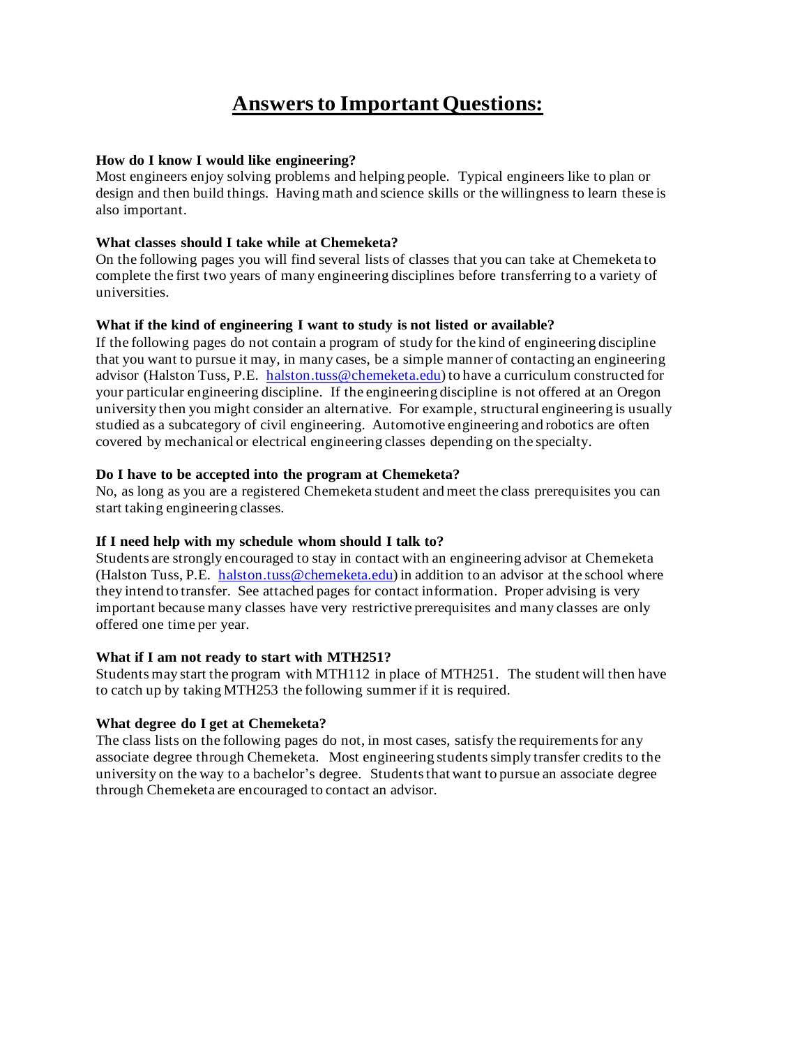# Answers to Important Questions:

**How do I know I would like engineering?**
Most engineers enjoy solving problems and helping people. Typical engineers like to plan or design and then build things. Having math and science skills or the willingness to learn these is also important.

**What classes should I take while at Chemeketa?**
On the following pages you will find several lists of classes that you can take at Chemeketa to complete the first two years of many engineering disciplines before transferring to a variety of universities.

**What if the kind of engineering I want to study is not listed or available?**
If the following pages do not contain a program of study for the kind of engineering discipline that you want to pursue it may, in many cases, be a simple manner of contacting an engineering advisor (Halston Tuss, P.E. halston.tuss@chemeketa.edu) to have a curriculum constructed for your particular engineering discipline. If the engineering discipline is not offered at an Oregon university then you might consider an alternative. For example, structural engineering is usually studied as a subcategory of civil engineering. Automotive engineering and robotics are often covered by mechanical or electrical engineering classes depending on the specialty.

**Do I have to be accepted into the program at Chemeketa?**
No, as long as you are a registered Chemeketa student and meet the class prerequisites you can start taking engineering classes.

**If I need help with my schedule whom should I talk to?**
Students are strongly encouraged to stay in contact with an engineering advisor at Chemeketa (Halston Tuss, P.E. halston.tuss@chemeketa.edu) in addition to an advisor at the school where they intend to transfer. See attached pages for contact information. Proper advising is very important because many classes have very restrictive prerequisites and many classes are only offered one time per year.

**What if I am not ready to start with MTH251?**
Students may start the program with MTH112 in place of MTH251. The student will then have to catch up by taking MTH253 the following summer if it is required.

**What degree do I get at Chemeketa?**
The class lists on the following pages do not, in most cases, satisfy the requirements for any associate degree through Chemeketa. Most engineering students simply transfer credits to the university on the way to a bachelor's degree. Students that want to pursue an associate degree through Chemeketa are encouraged to contact an advisor.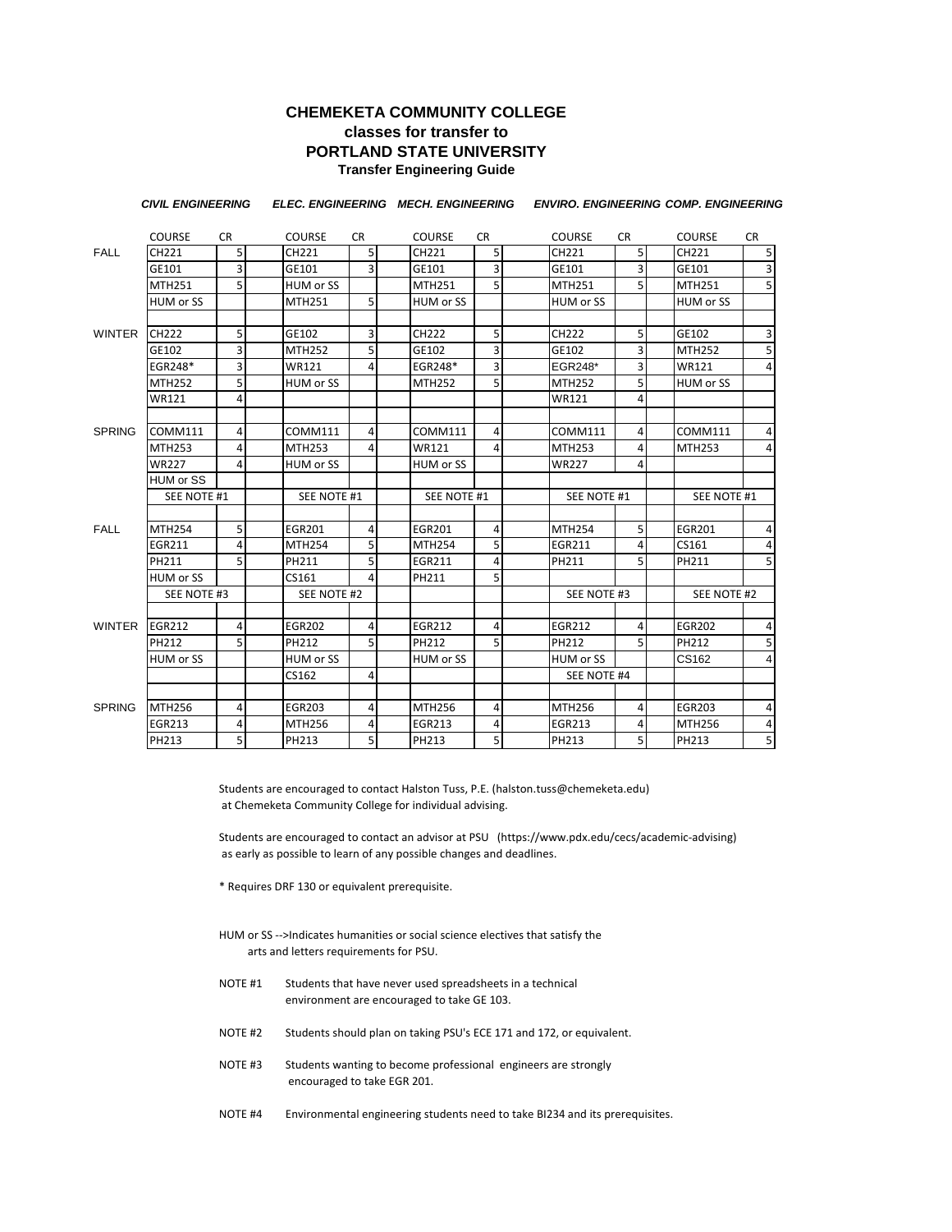# CHEMEKETA COMMUNITY COLLEGE
## classes for transfer to
## PORTLAND STATE UNIVERSITY
### Transfer Engineering Guide

| | *CIVIL ENGINEERING* | | *ELEC. ENGINEERING* | | *MECH. ENGINEERING* | | *ENVIRO. ENGINEERING* | | *COMP. ENGINEERING* | |
|---|---|---|---|---|---|---|---|---|---|---|
| | COURSE | CR | COURSE | CR | COURSE | CR | COURSE | CR | COURSE | CR |
| FALL | CH221 | 5 | CH221 | 5 | CH221 | 5 | CH221 | 5 | CH221 | 5 |
| | GE101 | 3 | GE101 | 3 | GE101 | 3 | GE101 | 3 | GE101 | 3 |
| | MTH251 | 5 | HUM or SS | | MTH251 | 5 | MTH251 | 5 | MTH251 | 5 |
| | HUM or SS | | MTH251 | 5 | HUM or SS | | HUM or SS | | HUM or SS | |
| WINTER | CH222 | 5 | GE102 | 3 | CH222 | 5 | CH222 | 5 | GE102 | 3 |
| | GE102 | 3 | MTH252 | 5 | GE102 | 3 | GE102 | 3 | MTH252 | 5 |
| | EGR248* | 3 | WR121 | 4 | EGR248* | 3 | EGR248* | 3 | WR121 | 4 |
| | MTH252 | 5 | HUM or SS | | MTH252 | 5 | MTH252 | 5 | HUM or SS | |
| | WR121 | 4 | | | | | WR121 | 4 | | |
| SPRING | COMM111 | 4 | COMM111 | 4 | COMM111 | 4 | COMM111 | 4 | COMM111 | 4 |
| | MTH253 | 4 | MTH253 | 4 | WR121 | 4 | MTH253 | 4 | MTH253 | 4 |
| | WR227 | 4 | HUM or SS | | HUM or SS | | WR227 | 4 | | |
| | HUM or SS | | | | | | | | | |
| | SEE NOTE #1 | | SEE NOTE #1 | | SEE NOTE #1 | | SEE NOTE #1 | | SEE NOTE #1 | |
| FALL | MTH254 | 5 | EGR201 | 4 | EGR201 | 4 | MTH254 | 5 | EGR201 | 4 |
| | EGR211 | 4 | MTH254 | 5 | MTH254 | 5 | EGR211 | 4 | CS161 | 4 |
| | PH211 | 5 | PH211 | 5 | EGR211 | 4 | PH211 | 5 | PH211 | 5 |
| | HUM or SS | | CS161 | 4 | PH211 | 5 | | | | |
| | SEE NOTE #3 | | SEE NOTE #2 | | | | SEE NOTE #3 | | SEE NOTE #2 | |
| WINTER | EGR212 | 4 | EGR202 | 4 | EGR212 | 4 | EGR212 | 4 | EGR202 | 4 |
| | PH212 | 5 | PH212 | 5 | PH212 | 5 | PH212 | 5 | PH212 | 5 |
| | HUM or SS | | HUM or SS | | HUM or SS | | HUM or SS | | CS162 | 4 |
| | | | CS162 | 4 | | | SEE NOTE #4 | | | |
| SPRING | MTH256 | 4 | EGR203 | 4 | MTH256 | 4 | MTH256 | 4 | EGR203 | 4 |
| | EGR213 | 4 | MTH256 | 4 | EGR213 | 4 | EGR213 | 4 | MTH256 | 4 |
| | PH213 | 5 | PH213 | 5 | PH213 | 5 | PH213 | 5 | PH213 | 5 |

Students are encouraged to contact Halston Tuss, P.E. (halston.tuss@chemeketa.edu) at Chemeketa Community College for individual advising.

Students are encouraged to contact an advisor at PSU (https://www.pdx.edu/cecs/academic-advising) as early as possible to learn of any possible changes and deadlines.

* Requires DRF 130 or equivalent prerequisite.

HUM or SS -->Indicates humanities or social science electives that satisfy the arts and letters requirements for PSU.

NOTE #1 Students that have never used spreadsheets in a technical environment are encouraged to take GE 103.

NOTE #2 Students should plan on taking PSU's ECE 171 and 172, or equivalent.

NOTE #3 Students wanting to become professional engineers are strongly encouraged to take EGR 201.

NOTE #4 Environmental engineering students need to take BI234 and its prerequisites.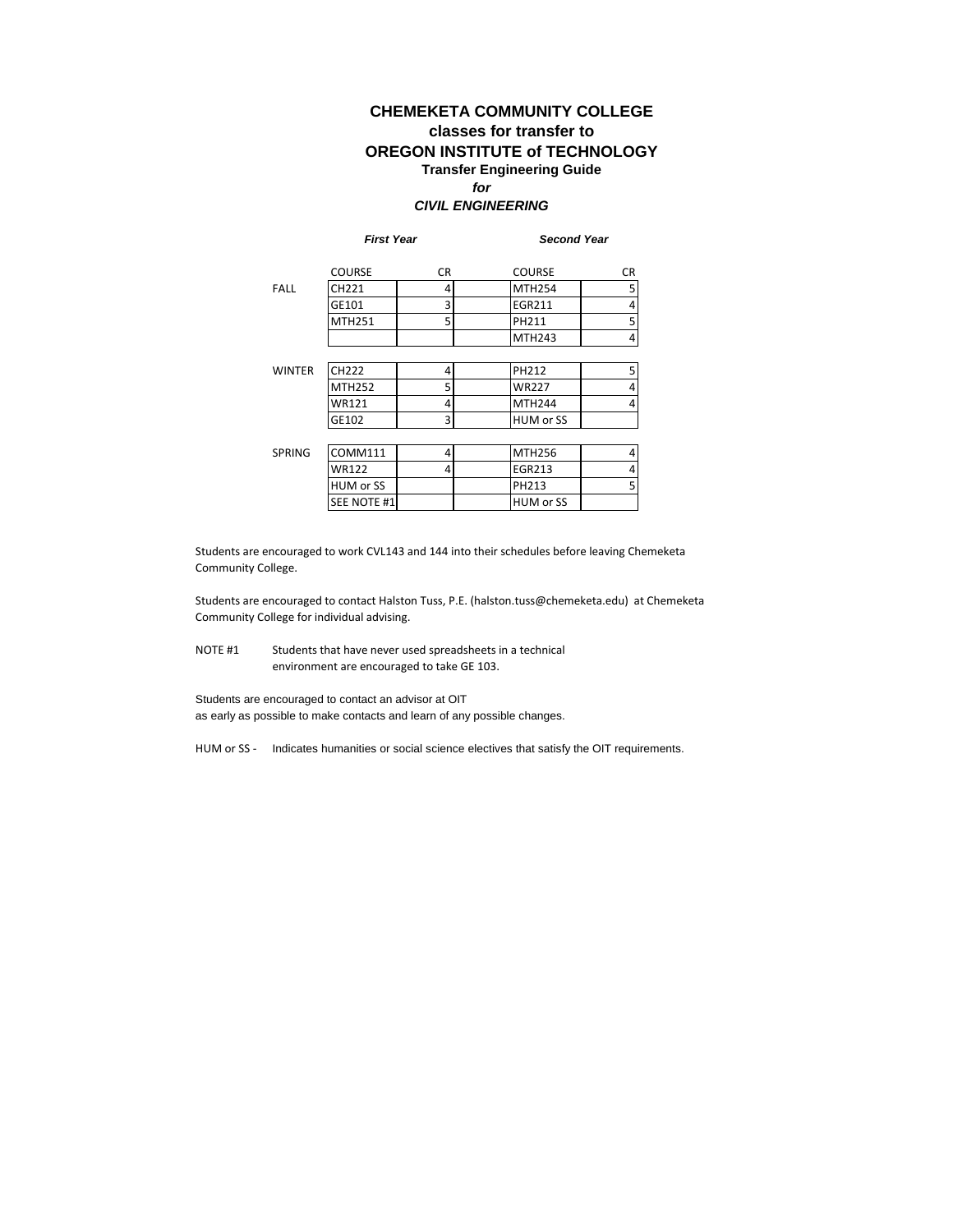# CHEMEKETA COMMUNITY COLLEGE
## classes for transfer to
# OREGON INSTITUTE of TECHNOLOGY
### Transfer Engineering Guide
***for***
***CIVIL ENGINEERING***

| | *First Year* | | *Second Year* | |
|---|---|---|---|---|
| | COURSE | CR | COURSE | CR |
| FALL | CH221 | 4 | MTH254 | 5 |
| | GE101 | 3 | EGR211 | 4 |
| | MTH251 | 5 | PH211 | 5 |
| | | | MTH243 | 4 |
| WINTER | CH222 | 4 | PH212 | 5 |
| | MTH252 | 5 | WR227 | 4 |
| | WR121 | 4 | MTH244 | 4 |
| | GE102 | 3 | HUM or SS | |
| SPRING | COMM111 | 4 | MTH256 | 4 |
| | WR122 | 4 | EGR213 | 4 |
| | HUM or SS | | PH213 | 5 |
| | SEE NOTE #1 | | HUM or SS | |

Students are encouraged to work CVL143 and 144 into their schedules before leaving Chemeketa Community College.

Students are encouraged to contact Halston Tuss, P.E. (halston.tuss@chemeketa.edu) at Chemeketa Community College for individual advising.

NOTE #1 Students that have never used spreadsheets in a technical environment are encouraged to take GE 103.

Students are encouraged to contact an advisor at OIT as early as possible to make contacts and learn of any possible changes.

HUM or SS - Indicates humanities or social science electives that satisfy the OIT requirements.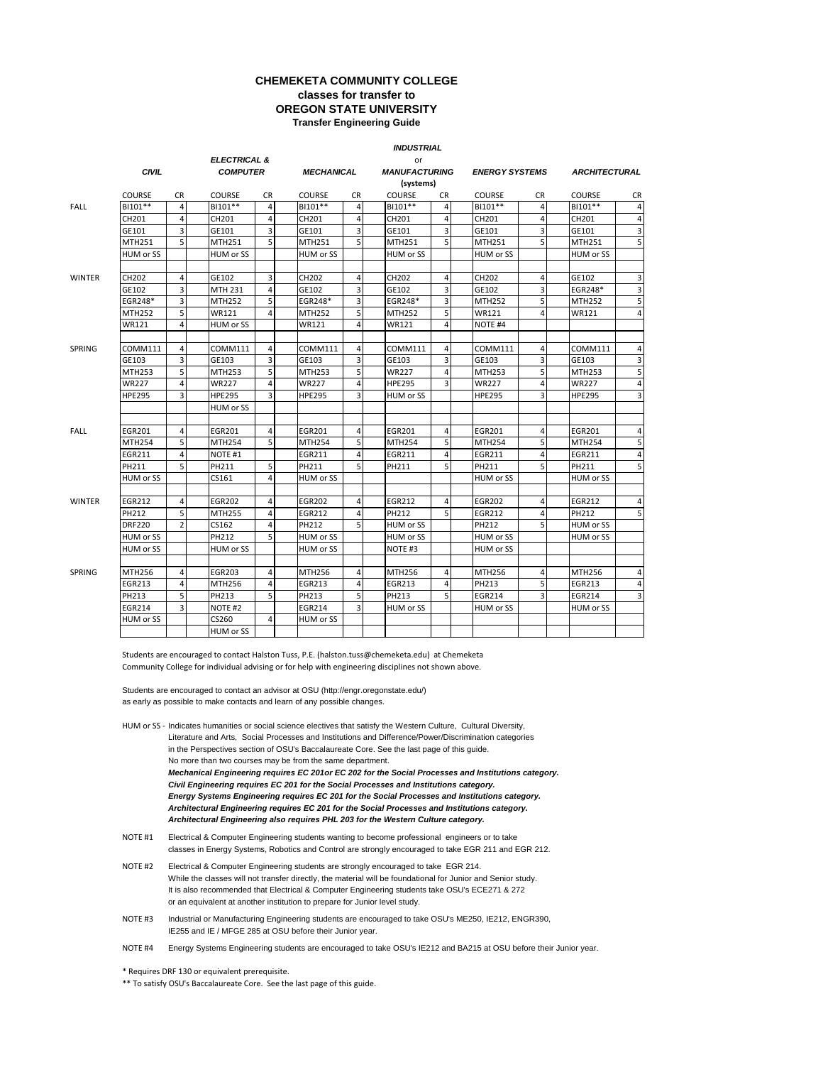# CHEMEKETA COMMUNITY COLLEGE
## classes for transfer to
## OREGON STATE UNIVERSITY
### Transfer Engineering Guide

| | *CIVIL* | | *ELECTRICAL & COMPUTER* | | *MECHANICAL* | | *INDUSTRIAL or MANUFACTURING (systems)* | | *ENERGY SYSTEMS* | | *ARCHITECTURAL* | |
|---|---|---|---|---|---|---|---|---|---|---|---|---|
| | COURSE | CR | COURSE | CR | COURSE | CR | COURSE | CR | COURSE | CR | COURSE | CR |
| FALL | BI101** | 4 | BI101** | 4 | BI101** | 4 | BI101** | 4 | BI101** | 4 | BI101** | 4 |
| | CH201 | 4 | CH201 | 4 | CH201 | 4 | CH201 | 4 | CH201 | 4 | CH201 | 4 |
| | GE101 | 3 | GE101 | 3 | GE101 | 3 | GE101 | 3 | GE101 | 3 | GE101 | 3 |
| | MTH251 | 5 | MTH251 | 5 | MTH251 | 5 | MTH251 | 5 | MTH251 | 5 | MTH251 | 5 |
| | HUM or SS | | HUM or SS | | HUM or SS | | HUM or SS | | HUM or SS | | HUM or SS | |
| WINTER | CH202 | 4 | GE102 | 3 | CH202 | 4 | CH202 | 4 | CH202 | 4 | GE102 | 3 |
| | GE102 | 3 | MTH 231 | 4 | GE102 | 3 | GE102 | 3 | GE102 | 3 | EGR248* | 3 |
| | EGR248* | 3 | MTH252 | 5 | EGR248* | 3 | EGR248* | 3 | MTH252 | 5 | MTH252 | 5 |
| | MTH252 | 5 | WR121 | 4 | MTH252 | 5 | MTH252 | 5 | WR121 | 4 | WR121 | 4 |
| | WR121 | 4 | HUM or SS | | WR121 | 4 | WR121 | 4 | NOTE #4 | | | |
| SPRING | COMM111 | 4 | COMM111 | 4 | COMM111 | 4 | COMM111 | 4 | COMM111 | 4 | COMM111 | 4 |
| | GE103 | 3 | GE103 | 3 | GE103 | 3 | GE103 | 3 | GE103 | 3 | GE103 | 3 |
| | MTH253 | 5 | MTH253 | 5 | MTH253 | 5 | WR227 | 4 | MTH253 | 5 | MTH253 | 5 |
| | WR227 | 4 | WR227 | 4 | WR227 | 4 | HPE295 | 3 | WR227 | 4 | WR227 | 4 |
| | HPE295 | 3 | HPE295 | 3 | HPE295 | 3 | HUM or SS | | HPE295 | 3 | HPE295 | 3 |
| | | | HUM or SS | | | | | | | | | |
| FALL | EGR201 | 4 | EGR201 | 4 | EGR201 | 4 | EGR201 | 4 | EGR201 | 4 | EGR201 | 4 |
| | MTH254 | 5 | MTH254 | 5 | MTH254 | 5 | MTH254 | 5 | MTH254 | 5 | MTH254 | 5 |
| | EGR211 | 4 | NOTE #1 | | EGR211 | 4 | EGR211 | 4 | EGR211 | 4 | EGR211 | 4 |
| | PH211 | 5 | PH211 | 5 | PH211 | 5 | PH211 | 5 | PH211 | 5 | PH211 | 5 |
| | HUM or SS | | CS161 | 4 | HUM or SS | | | | HUM or SS | | HUM or SS | |
| WINTER | EGR212 | 4 | EGR202 | 4 | EGR202 | 4 | EGR212 | 4 | EGR202 | 4 | EGR212 | 4 |
| | PH212 | 5 | MTH255 | 4 | EGR212 | 4 | PH212 | 5 | EGR212 | 4 | PH212 | 5 |
| | DRF220 | 2 | CS162 | 4 | PH212 | 5 | HUM or SS | | PH212 | 5 | HUM or SS | |
| | HUM or SS | | PH212 | 5 | HUM or SS | | HUM or SS | | HUM or SS | | HUM or SS | |
| | HUM or SS | | HUM or SS | | HUM or SS | | NOTE #3 | | HUM or SS | | | |
| SPRING | MTH256 | 4 | EGR203 | 4 | MTH256 | 4 | MTH256 | 4 | MTH256 | 4 | MTH256 | 4 |
| | EGR213 | 4 | MTH256 | 4 | EGR213 | 4 | EGR213 | 4 | PH213 | 5 | EGR213 | 4 |
| | PH213 | 5 | PH213 | 5 | PH213 | 5 | PH213 | 5 | EGR214 | 3 | EGR214 | 3 |
| | EGR214 | 3 | NOTE #2 | | EGR214 | 3 | HUM or SS | | HUM or SS | | HUM or SS | |
| | HUM or SS | | CS260 | 4 | HUM or SS | | | | | | | |
| | | | HUM or SS | | | | | | | | | |

Students are encouraged to contact Halston Tuss, P.E. (halston.tuss@chemeketa.edu) at Chemeketa Community College for individual advising or for help with engineering disciplines not shown above.

Students are encouraged to contact an advisor at OSU (http://engr.oregonstate.edu/) as early as possible to make contacts and learn of any possible changes.

HUM or SS - Indicates humanities or social science electives that satisfy the Western Culture, Cultural Diversity, Literature and Arts, Social Processes and Institutions and Difference/Power/Discrimination categories in the Perspectives section of OSU's Baccalaureate Core. See the last page of this guide. No more than two courses may be from the same department.

***Mechanical Engineering requires EC 201or EC 202 for the Social Processes and Institutions category.***
***Civil Engineering requires EC 201 for the Social Processes and Institutions category.***
***Energy Systems Engineering requires EC 201 for the Social Processes and Institutions category.***
***Architectural Engineering requires EC 201 for the Social Processes and Institutions category.***
***Architectural Engineering also requires PHL 203 for the Western Culture category.***

NOTE #1 Electrical & Computer Engineering students wanting to become professional engineers or to take classes in Energy Systems, Robotics and Control are strongly encouraged to take EGR 211 and EGR 212.

NOTE #2 Electrical & Computer Engineering students are strongly encouraged to take EGR 214. While the classes will not transfer directly, the material will be foundational for Junior and Senior study. It is also recommended that Electrical & Computer Engineering students take OSU's ECE271 & 272 or an equivalent at another institution to prepare for Junior level study.

NOTE #3 Industrial or Manufacturing Engineering students are encouraged to take OSU's ME250, IE212, ENGR390, IE255 and IE / MFGE 285 at OSU before their Junior year.

NOTE #4 Energy Systems Engineering students are encouraged to take OSU's IE212 and BA215 at OSU before their Junior year.

* Requires DRF 130 or equivalent prerequisite.

** To satisfy OSU's Baccalaureate Core. See the last page of this guide.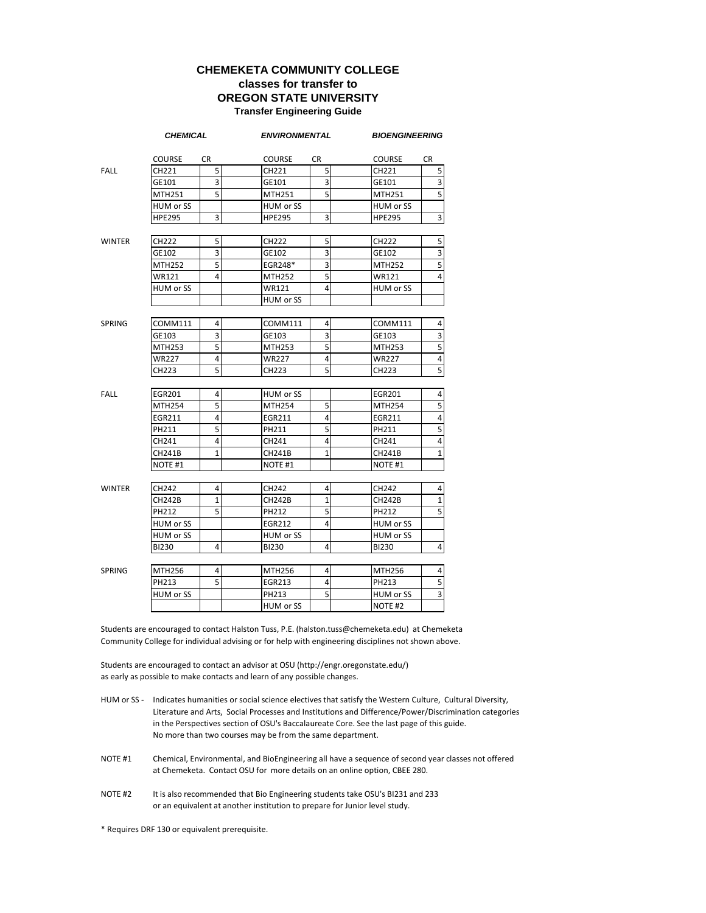# CHEMEKETA COMMUNITY COLLEGE
## classes for transfer to
## OREGON STATE UNIVERSITY
### Transfer Engineering Guide

| | *CHEMICAL* | | *ENVIRONMENTAL* | | *BIOENGINEERING* | |
|---|---|---|---|---|---|---|
| | COURSE | CR | COURSE | CR | COURSE | CR |
| FALL | CH221 | 5 | CH221 | 5 | CH221 | 5 |
| | GE101 | 3 | GE101 | 3 | GE101 | 3 |
| | MTH251 | 5 | MTH251 | 5 | MTH251 | 5 |
| | HUM or SS | | HUM or SS | | HUM or SS | |
| | HPE295 | 3 | HPE295 | 3 | HPE295 | 3 |
| WINTER | CH222 | 5 | CH222 | 5 | CH222 | 5 |
| | GE102 | 3 | GE102 | 3 | GE102 | 3 |
| | MTH252 | 5 | EGR248* | 3 | MTH252 | 5 |
| | WR121 | 4 | MTH252 | 5 | WR121 | 4 |
| | HUM or SS | | WR121 | 4 | HUM or SS | |
| | | | HUM or SS | | | |
| SPRING | COMM111 | 4 | COMM111 | 4 | COMM111 | 4 |
| | GE103 | 3 | GE103 | 3 | GE103 | 3 |
| | MTH253 | 5 | MTH253 | 5 | MTH253 | 5 |
| | WR227 | 4 | WR227 | 4 | WR227 | 4 |
| | CH223 | 5 | CH223 | 5 | CH223 | 5 |
| FALL | EGR201 | 4 | HUM or SS | | EGR201 | 4 |
| | MTH254 | 5 | MTH254 | 5 | MTH254 | 5 |
| | EGR211 | 4 | EGR211 | 4 | EGR211 | 4 |
| | PH211 | 5 | PH211 | 5 | PH211 | 5 |
| | CH241 | 4 | CH241 | 4 | CH241 | 4 |
| | CH241B | 1 | CH241B | 1 | CH241B | 1 |
| | NOTE #1 | | NOTE #1 | | NOTE #1 | |
| WINTER | CH242 | 4 | CH242 | 4 | CH242 | 4 |
| | CH242B | 1 | CH242B | 1 | CH242B | 1 |
| | PH212 | 5 | PH212 | 5 | PH212 | 5 |
| | HUM or SS | | EGR212 | 4 | HUM or SS | |
| | HUM or SS | | HUM or SS | | HUM or SS | |
| | BI230 | 4 | BI230 | 4 | BI230 | 4 |
| SPRING | MTH256 | 4 | MTH256 | 4 | MTH256 | 4 |
| | PH213 | 5 | EGR213 | 4 | PH213 | 5 |
| | HUM or SS | | PH213 | 5 | HUM or SS | 3 |
| | | | HUM or SS | | NOTE #2 | |

Students are encouraged to contact Halston Tuss, P.E. (halston.tuss@chemeketa.edu) at Chemeketa Community College for individual advising or for help with engineering disciplines not shown above.

Students are encouraged to contact an advisor at OSU (http://engr.oregonstate.edu/) as early as possible to make contacts and learn of any possible changes.

HUM or SS - Indicates humanities or social science electives that satisfy the Western Culture, Cultural Diversity, Literature and Arts, Social Processes and Institutions and Difference/Power/Discrimination categories in the Perspectives section of OSU's Baccalaureate Core. See the last page of this guide. No more than two courses may be from the same department.

NOTE #1 Chemical, Environmental, and BioEngineering all have a sequence of second year classes not offered at Chemeketa. Contact OSU for more details on an online option, CBEE 280.

NOTE #2 It is also recommended that Bio Engineering students take OSU's BI231 and 233 or an equivalent at another institution to prepare for Junior level study.

* Requires DRF 130 or equivalent prerequisite.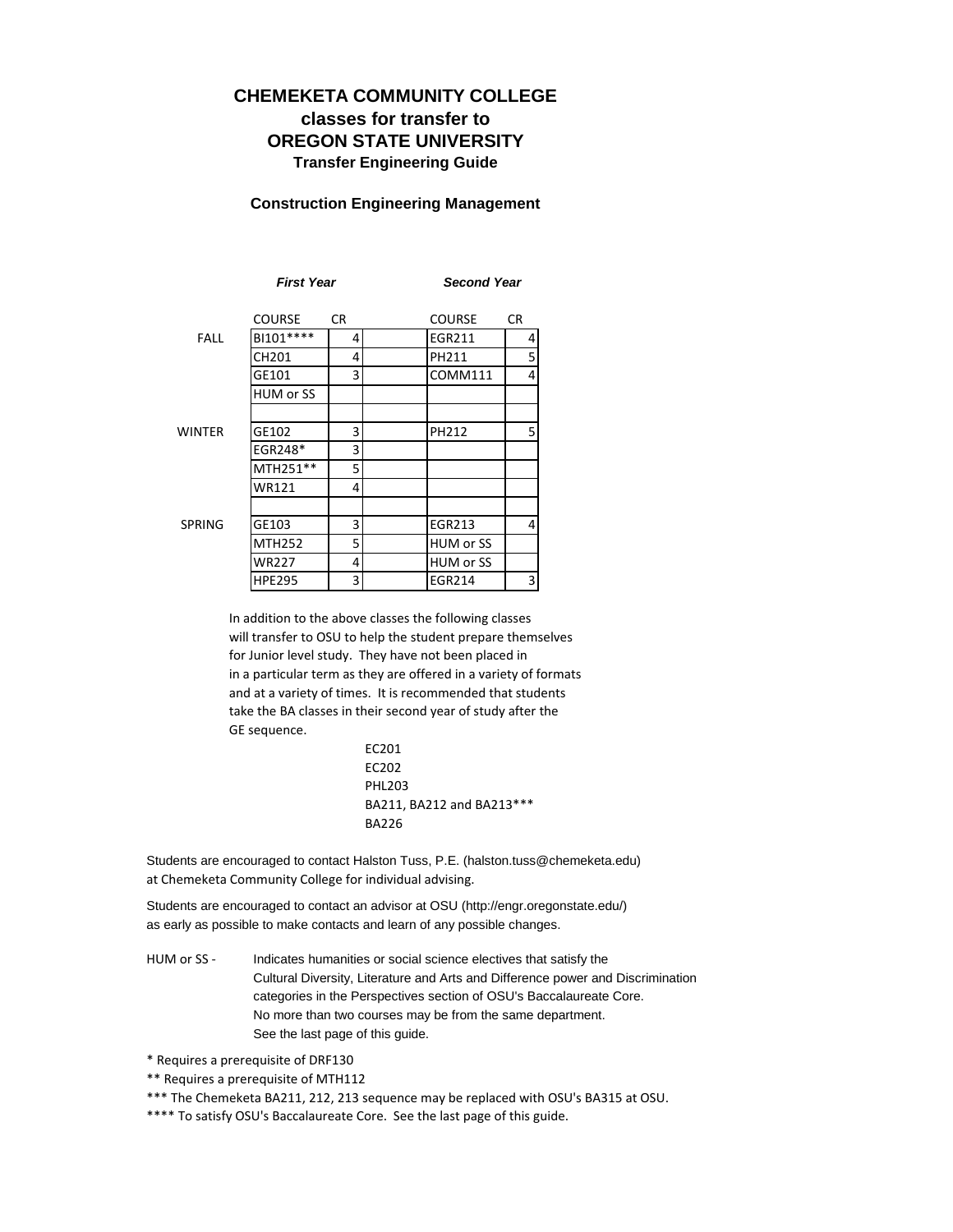# CHEMEKETA COMMUNITY COLLEGE
## classes for transfer to
## OREGON STATE UNIVERSITY
### Transfer Engineering Guide

### Construction Engineering Management

| | *First Year* | | *Second Year* | |
|---|---|---|---|---|
| | COURSE | CR | COURSE | CR |
| FALL | BI101**** | 4 | EGR211 | 4 |
| | CH201 | 4 | PH211 | 5 |
| | GE101 | 3 | COMM111 | 4 |
| | HUM or SS | | | |
| | | | | |
| WINTER | GE102 | 3 | PH212 | 5 |
| | EGR248* | 3 | | |
| | MTH251** | 5 | | |
| | WR121 | 4 | | |
| | | | | |
| SPRING | GE103 | 3 | EGR213 | 4 |
| | MTH252 | 5 | HUM or SS | |
| | WR227 | 4 | HUM or SS | |
| | HPE295 | 3 | EGR214 | 3 |

In addition to the above classes the following classes will transfer to OSU to help the student prepare themselves for Junior level study. They have not been placed in in a particular term as they are offered in a variety of formats and at a variety of times. It is recommended that students take the BA classes in their second year of study after the GE sequence.

EC201
EC202
PHL203
BA211, BA212 and BA213***
BA226

Students are encouraged to contact Halston Tuss, P.E. (halston.tuss@chemeketa.edu) at Chemeketa Community College for individual advising.

Students are encouraged to contact an advisor at OSU (http://engr.oregonstate.edu/) as early as possible to make contacts and learn of any possible changes.

HUM or SS - Indicates humanities or social science electives that satisfy the Cultural Diversity, Literature and Arts and Difference power and Discrimination categories in the Perspectives section of OSU's Baccalaureate Core. No more than two courses may be from the same department. See the last page of this guide.

\* Requires a prerequisite of DRF130

\** Requires a prerequisite of MTH112

\*** The Chemeketa BA211, 212, 213 sequence may be replaced with OSU's BA315 at OSU.

\**** To satisfy OSU's Baccalaureate Core. See the last page of this guide.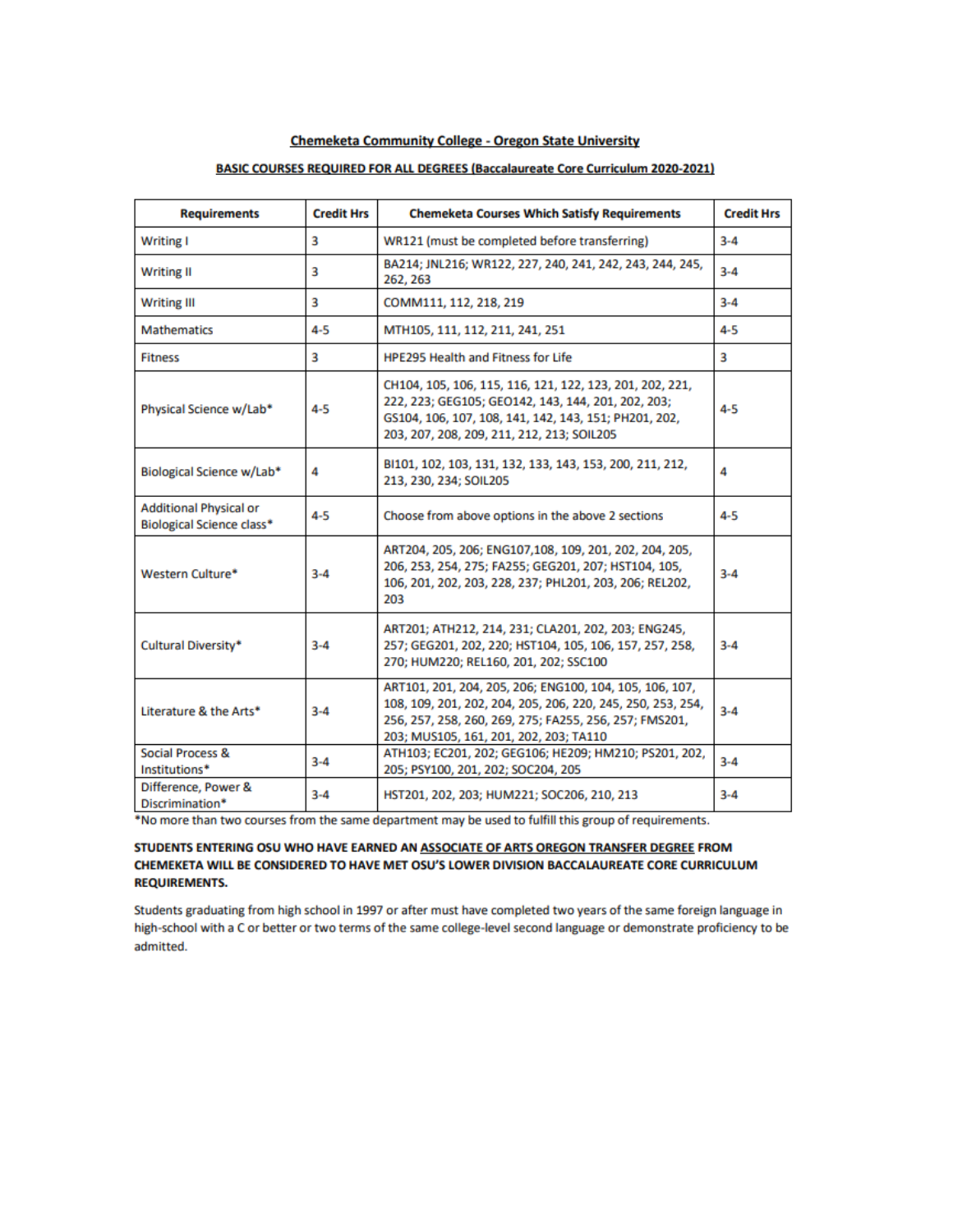# Chemeketa Community College - Oregon State University

## BASIC COURSES REQUIRED FOR ALL DEGREES (Baccalaureate Core Curriculum 2020-2021)

| Requirements | Credit Hrs | Chemeketa Courses Which Satisfy Requirements | Credit Hrs |
|---|---|---|---|
| Writing I | 3 | WR121 (must be completed before transferring) | 3-4 |
| Writing II | 3 | BA214; JNL216; WR122, 227, 240, 241, 242, 243, 244, 245, 262, 263 | 3-4 |
| Writing III | 3 | COMM111, 112, 218, 219 | 3-4 |
| Mathematics | 4-5 | MTH105, 111, 112, 211, 241, 251 | 4-5 |
| Fitness | 3 | HPE295 Health and Fitness for Life | 3 |
| Physical Science w/Lab* | 4-5 | CH104, 105, 106, 115, 116, 121, 122, 123, 201, 202, 221, 222, 223; GEG105; GEO142, 143, 144, 201, 202, 203; GS104, 106, 107, 108, 141, 142, 143, 151; PH201, 202, 203, 207, 208, 209, 211, 212, 213; SOIL205 | 4-5 |
| Biological Science w/Lab* | 4 | BI101, 102, 103, 131, 132, 133, 143, 153, 200, 211, 212, 213, 230, 234; SOIL205 | 4 |
| Additional Physical or Biological Science class* | 4-5 | Choose from above options in the above 2 sections | 4-5 |
| Western Culture* | 3-4 | ART204, 205, 206; ENG107,108, 109, 201, 202, 204, 205, 206, 253, 254, 275; FA255; GEG201, 207; HST104, 105, 106, 201, 202, 203, 228, 237; PHL201, 203, 206; REL202, 203 | 3-4 |
| Cultural Diversity* | 3-4 | ART201; ATH212, 214, 231; CLA201, 202, 203; ENG245, 257; GEG201, 202, 220; HST104, 105, 106, 157, 257, 258, 270; HUM220; REL160, 201, 202; SSC100 | 3-4 |
| Literature & the Arts* | 3-4 | ART101, 201, 204, 205, 206; ENG100, 104, 105, 106, 107, 108, 109, 201, 202, 204, 205, 206, 220, 245, 250, 253, 254, 256, 257, 258, 260, 269, 275; FA255, 256, 257; FMS201, 203; MUS105, 161, 201, 202, 203; TA110 | 3-4 |
| Social Process & Institutions* | 3-4 | ATH103; EC201, 202; GEG106; HE209; HM210; PS201, 202, 205; PSY100, 201, 202; SOC204, 205 | 3-4 |
| Difference, Power & Discrimination* | 3-4 | HST201, 202, 203; HUM221; SOC206, 210, 213 | 3-4 |

*No more than two courses from the same department may be used to fulfill this group of requirements.

**STUDENTS ENTERING OSU WHO HAVE EARNED AN ASSOCIATE OF ARTS OREGON TRANSFER DEGREE FROM CHEMEKETA WILL BE CONSIDERED TO HAVE MET OSU'S LOWER DIVISION BACCALAUREATE CORE CURRICULUM REQUIREMENTS.**

Students graduating from high school in 1997 or after must have completed two years of the same foreign language in high-school with a C or better or two terms of the same college-level second language or demonstrate proficiency to be admitted.